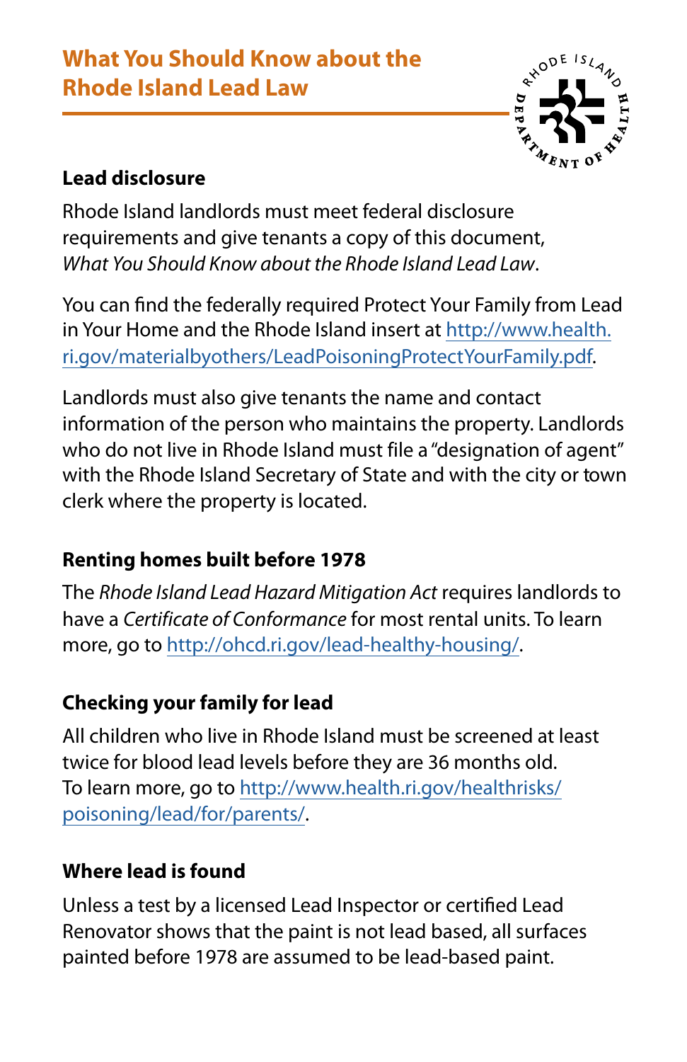# What You Should Know about the Rhode Island Lead Law

## Lead disclosure

Rhode Island landlords must meet federal disclosure requirements and give tenants a copy of this document, *What You Should Know about the Rhode Island Lead Law*.

You can find the federally required Protect Your Family from Lead in Your Home and the Rhode Island insert at http://www.health.ri.gov/materialbyothers/LeadPoisoningProtectYourFamily.pdf.

Landlords must also give tenants the name and contact information of the person who maintains the property. Landlords who do not live in Rhode Island must file a "designation of agent" with the Rhode Island Secretary of State and with the city or town clerk where the property is located.

## Renting homes built before 1978

The *Rhode Island Lead Hazard Mitigation Act* requires landlords to have a *Certificate of Conformance* for most rental units. To learn more, go to http://ohcd.ri.gov/lead-healthy-housing/.

## Checking your family for lead

All children who live in Rhode Island must be screened at least twice for blood lead levels before they are 36 months old. To learn more, go to http://www.health.ri.gov/healthrisks/poisoning/lead/for/parents/.

## Where lead is found

Unless a test by a licensed Lead Inspector or certified Lead Renovator shows that the paint is not lead based, all surfaces painted before 1978 are assumed to be lead-based paint.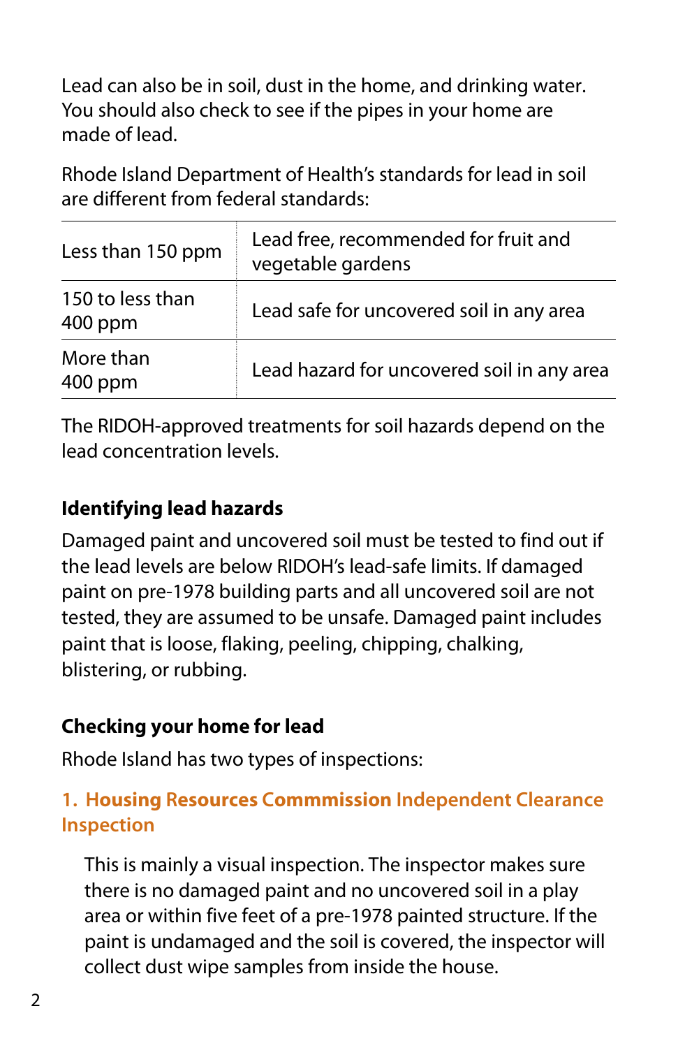Lead can also be in soil, dust in the home, and drinking water. You should also check to see if the pipes in your home are made of lead.

Rhode Island Department of Health's standards for lead in soil are different from federal standards:

| | |
|---|---|
| Less than 150 ppm | Lead free, recommended for fruit and vegetable gardens |
| 150 to less than 400 ppm | Lead safe for uncovered soil in any area |
| More than 400 ppm | Lead hazard for uncovered soil in any area |

The RIDOH-approved treatments for soil hazards depend on the lead concentration levels.

### Identifying lead hazards

Damaged paint and uncovered soil must be tested to find out if the lead levels are below RIDOH's lead-safe limits. If damaged paint on pre-1978 building parts and all uncovered soil are not tested, they are assumed to be unsafe. Damaged paint includes paint that is loose, flaking, peeling, chipping, chalking, blistering, or rubbing.

### Checking your home for lead

Rhode Island has two types of inspections:

#### 1. **Housing Resources Commmission** Independent Clearance Inspection

This is mainly a visual inspection. The inspector makes sure there is no damaged paint and no uncovered soil in a play area or within five feet of a pre-1978 painted structure. If the paint is undamaged and the soil is covered, the inspector will collect dust wipe samples from inside the house.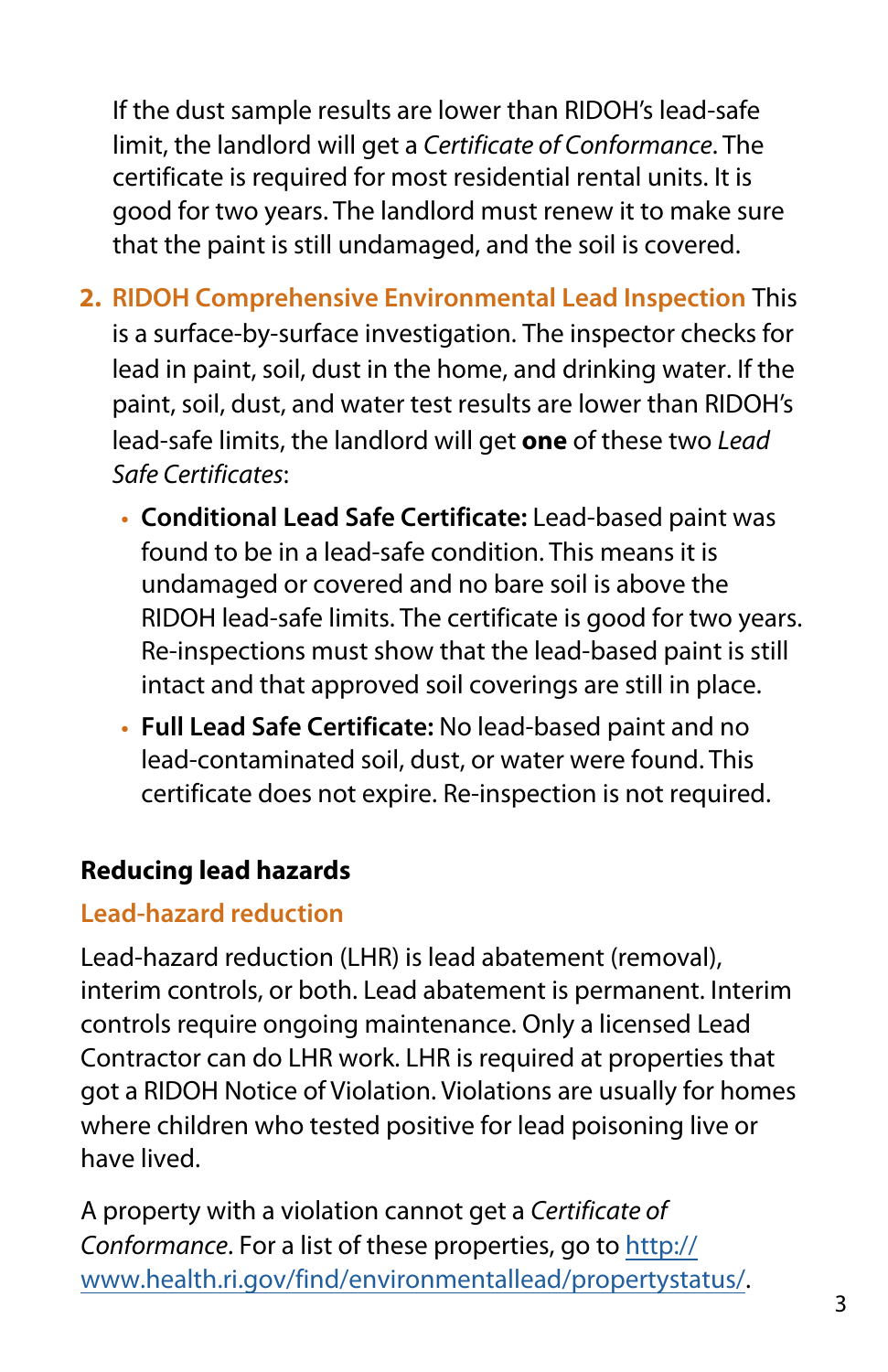If the dust sample results are lower than RIDOH's lead-safe limit, the landlord will get a *Certificate of Conformance*. The certificate is required for most residential rental units. It is good for two years. The landlord must renew it to make sure that the paint is still undamaged, and the soil is covered.

2. **RIDOH Comprehensive Environmental Lead Inspection** This is a surface-by-surface investigation. The inspector checks for lead in paint, soil, dust in the home, and drinking water. If the paint, soil, dust, and water test results are lower than RIDOH's lead-safe limits, the landlord will get **one** of these two *Lead Safe Certificates*:

   - **Conditional Lead Safe Certificate:** Lead-based paint was found to be in a lead-safe condition. This means it is undamaged or covered and no bare soil is above the RIDOH lead-safe limits. The certificate is good for two years. Re-inspections must show that the lead-based paint is still intact and that approved soil coverings are still in place.
   - **Full Lead Safe Certificate:** No lead-based paint and no lead-contaminated soil, dust, or water were found. This certificate does not expire. Re-inspection is not required.

## Reducing lead hazards

### Lead-hazard reduction

Lead-hazard reduction (LHR) is lead abatement (removal), interim controls, or both. Lead abatement is permanent. Interim controls require ongoing maintenance. Only a licensed Lead Contractor can do LHR work. LHR is required at properties that got a RIDOH Notice of Violation. Violations are usually for homes where children who tested positive for lead poisoning live or have lived.

A property with a violation cannot get a *Certificate of Conformance*. For a list of these properties, go to [http://www.health.ri.gov/find/environmentallead/propertystatus/](http://www.health.ri.gov/find/environmentallead/propertystatus/).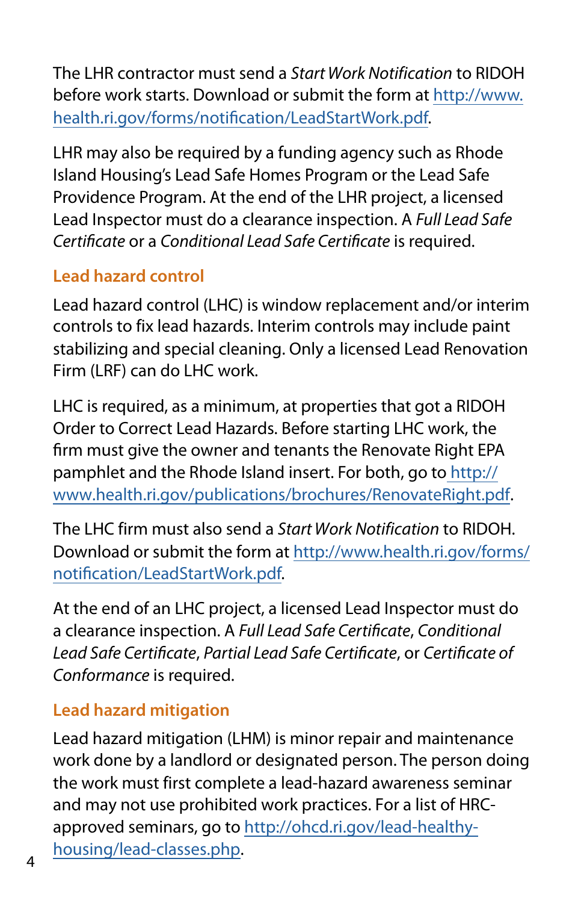The LHR contractor must send a *Start Work Notification* to RIDOH before work starts. Download or submit the form at http://www.health.ri.gov/forms/notification/LeadStartWork.pdf.

LHR may also be required by a funding agency such as Rhode Island Housing's Lead Safe Homes Program or the Lead Safe Providence Program. At the end of the LHR project, a licensed Lead Inspector must do a clearance inspection. A *Full Lead Safe Certificate* or a *Conditional Lead Safe Certificate* is required.

## Lead hazard control

Lead hazard control (LHC) is window replacement and/or interim controls to fix lead hazards. Interim controls may include paint stabilizing and special cleaning. Only a licensed Lead Renovation Firm (LRF) can do LHC work.

LHC is required, as a minimum, at properties that got a RIDOH Order to Correct Lead Hazards. Before starting LHC work, the firm must give the owner and tenants the Renovate Right EPA pamphlet and the Rhode Island insert. For both, go to http://www.health.ri.gov/publications/brochures/RenovateRight.pdf.

The LHC firm must also send a *Start Work Notification* to RIDOH. Download or submit the form at http://www.health.ri.gov/forms/notification/LeadStartWork.pdf.

At the end of an LHC project, a licensed Lead Inspector must do a clearance inspection. A *Full Lead Safe Certificate*, *Conditional Lead Safe Certificate*, *Partial Lead Safe Certificate*, or *Certificate of Conformance* is required.

## Lead hazard mitigation

Lead hazard mitigation (LHM) is minor repair and maintenance work done by a landlord or designated person. The person doing the work must first complete a lead-hazard awareness seminar and may not use prohibited work practices. For a list of HRC-approved seminars, go to http://ohcd.ri.gov/lead-healthy-housing/lead-classes.php.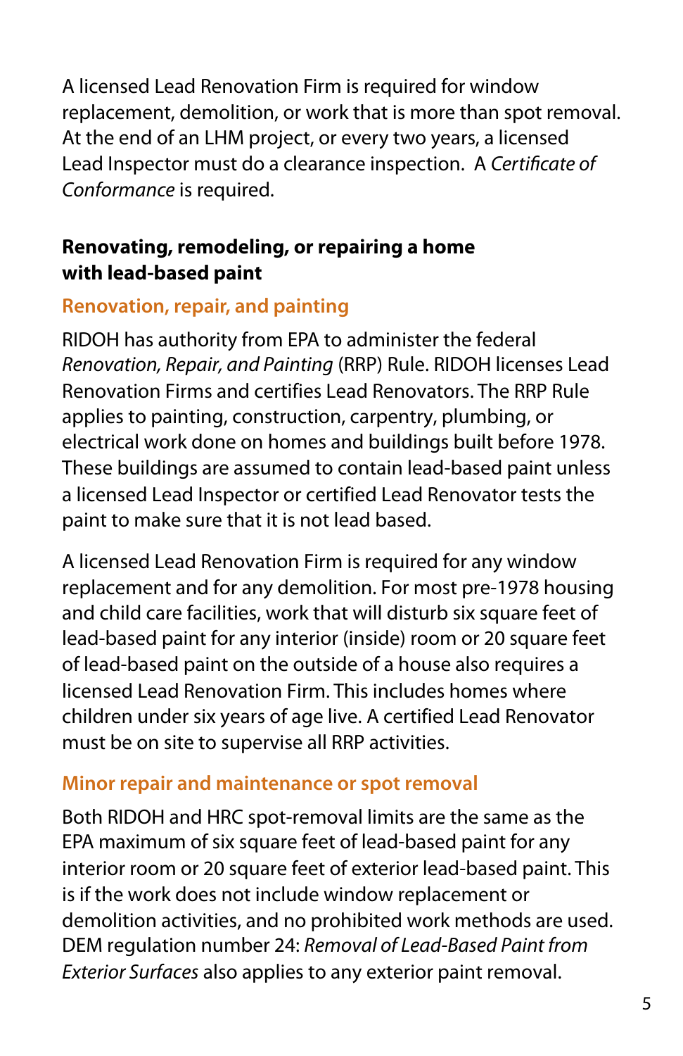A licensed Lead Renovation Firm is required for window replacement, demolition, or work that is more than spot removal. At the end of an LHM project, or every two years, a licensed Lead Inspector must do a clearance inspection. A *Certificate of Conformance* is required.

### Renovating, remodeling, or repairing a home with lead-based paint

#### Renovation, repair, and painting

RIDOH has authority from EPA to administer the federal *Renovation, Repair, and Painting* (RRP) Rule. RIDOH licenses Lead Renovation Firms and certifies Lead Renovators. The RRP Rule applies to painting, construction, carpentry, plumbing, or electrical work done on homes and buildings built before 1978. These buildings are assumed to contain lead-based paint unless a licensed Lead Inspector or certified Lead Renovator tests the paint to make sure that it is not lead based.

A licensed Lead Renovation Firm is required for any window replacement and for any demolition. For most pre-1978 housing and child care facilities, work that will disturb six square feet of lead-based paint for any interior (inside) room or 20 square feet of lead-based paint on the outside of a house also requires a licensed Lead Renovation Firm. This includes homes where children under six years of age live. A certified Lead Renovator must be on site to supervise all RRP activities.

#### Minor repair and maintenance or spot removal

Both RIDOH and HRC spot-removal limits are the same as the EPA maximum of six square feet of lead-based paint for any interior room or 20 square feet of exterior lead-based paint. This is if the work does not include window replacement or demolition activities, and no prohibited work methods are used. DEM regulation number 24: *Removal of Lead-Based Paint from Exterior Surfaces* also applies to any exterior paint removal.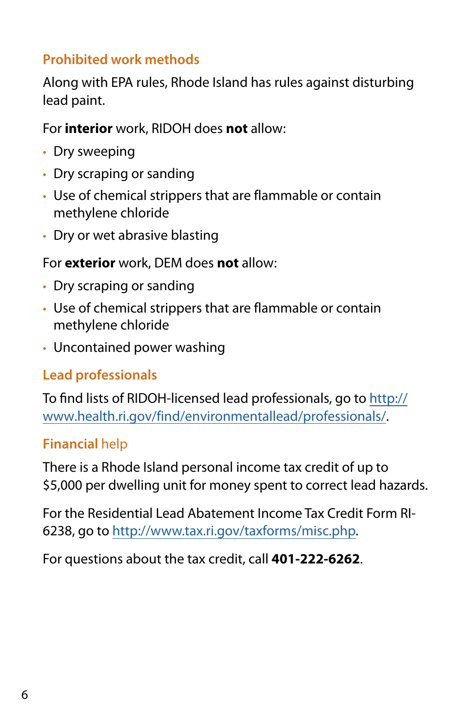## Prohibited work methods

Along with EPA rules, Rhode Island has rules against disturbing lead paint.

For **interior** work, RIDOH does **not** allow:

- Dry sweeping
- Dry scraping or sanding
- Use of chemical strippers that are flammable or contain methylene chloride
- Dry or wet abrasive blasting

For **exterior** work, DEM does **not** allow:

- Dry scraping or sanding
- Use of chemical strippers that are flammable or contain methylene chloride
- Uncontained power washing

## Lead professionals

To find lists of RIDOH-licensed lead professionals, go to http://www.health.ri.gov/find/environmentallead/professionals/.

## Financial help

There is a Rhode Island personal income tax credit of up to $5,000 per dwelling unit for money spent to correct lead hazards.

For the Residential Lead Abatement Income Tax Credit Form RI-6238, go to http://www.tax.ri.gov/taxforms/misc.php.

For questions about the tax credit, call **401-222-6262**.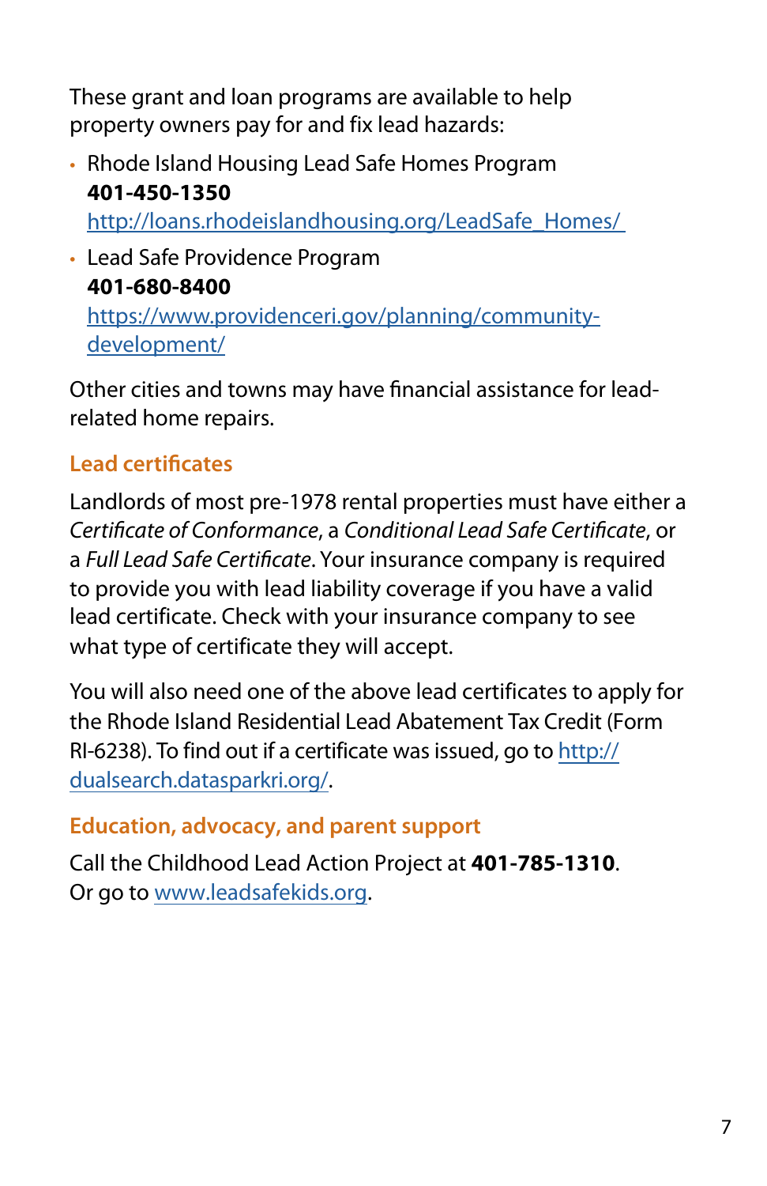These grant and loan programs are available to help property owners pay for and fix lead hazards:

- Rhode Island Housing Lead Safe Homes Program
  **401-450-1350**
  http://loans.rhodeislandhousing.org/LeadSafe_Homes/
- Lead Safe Providence Program
  **401-680-8400**
  https://www.providenceri.gov/planning/community-development/

Other cities and towns may have financial assistance for lead-related home repairs.

## Lead certificates

Landlords of most pre-1978 rental properties must have either a *Certificate of Conformance*, a *Conditional Lead Safe Certificate*, or a *Full Lead Safe Certificate*. Your insurance company is required to provide you with lead liability coverage if you have a valid lead certificate. Check with your insurance company to see what type of certificate they will accept.

You will also need one of the above lead certificates to apply for the Rhode Island Residential Lead Abatement Tax Credit (Form RI-6238). To find out if a certificate was issued, go to http://dualsearch.datasparkri.org/.

## Education, advocacy, and parent support

Call the Childhood Lead Action Project at **401-785-1310**. Or go to www.leadsafekids.org.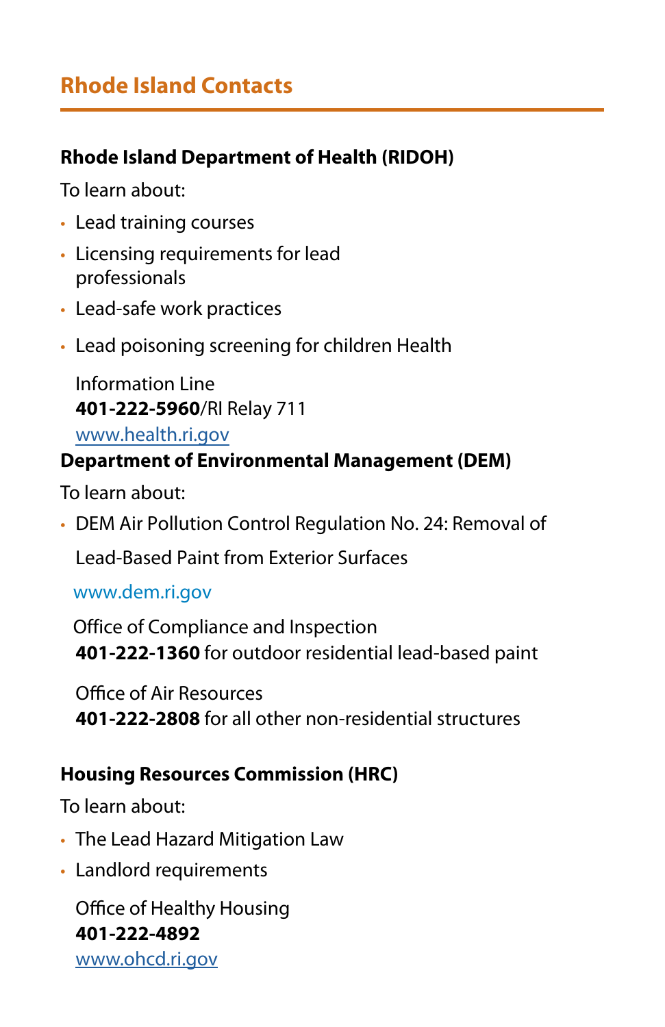## Rhode Island Contacts

### Rhode Island Department of Health (RIDOH)

To learn about:

- Lead training courses
- Licensing requirements for lead professionals
- Lead-safe work practices
- Lead poisoning screening for children Health

Information Line
**401-222-5960**/RI Relay 711
www.health.ri.gov

### Department of Environmental Management (DEM)

To learn about:

- DEM Air Pollution Control Regulation No. 24: Removal of Lead-Based Paint from Exterior Surfaces

www.dem.ri.gov

Office of Compliance and Inspection
**401-222-1360** for outdoor residential lead-based paint

Office of Air Resources
**401-222-2808** for all other non-residential structures

### Housing Resources Commission (HRC)

To learn about:

- The Lead Hazard Mitigation Law
- Landlord requirements

Office of Healthy Housing
**401-222-4892**
www.ohcd.ri.gov